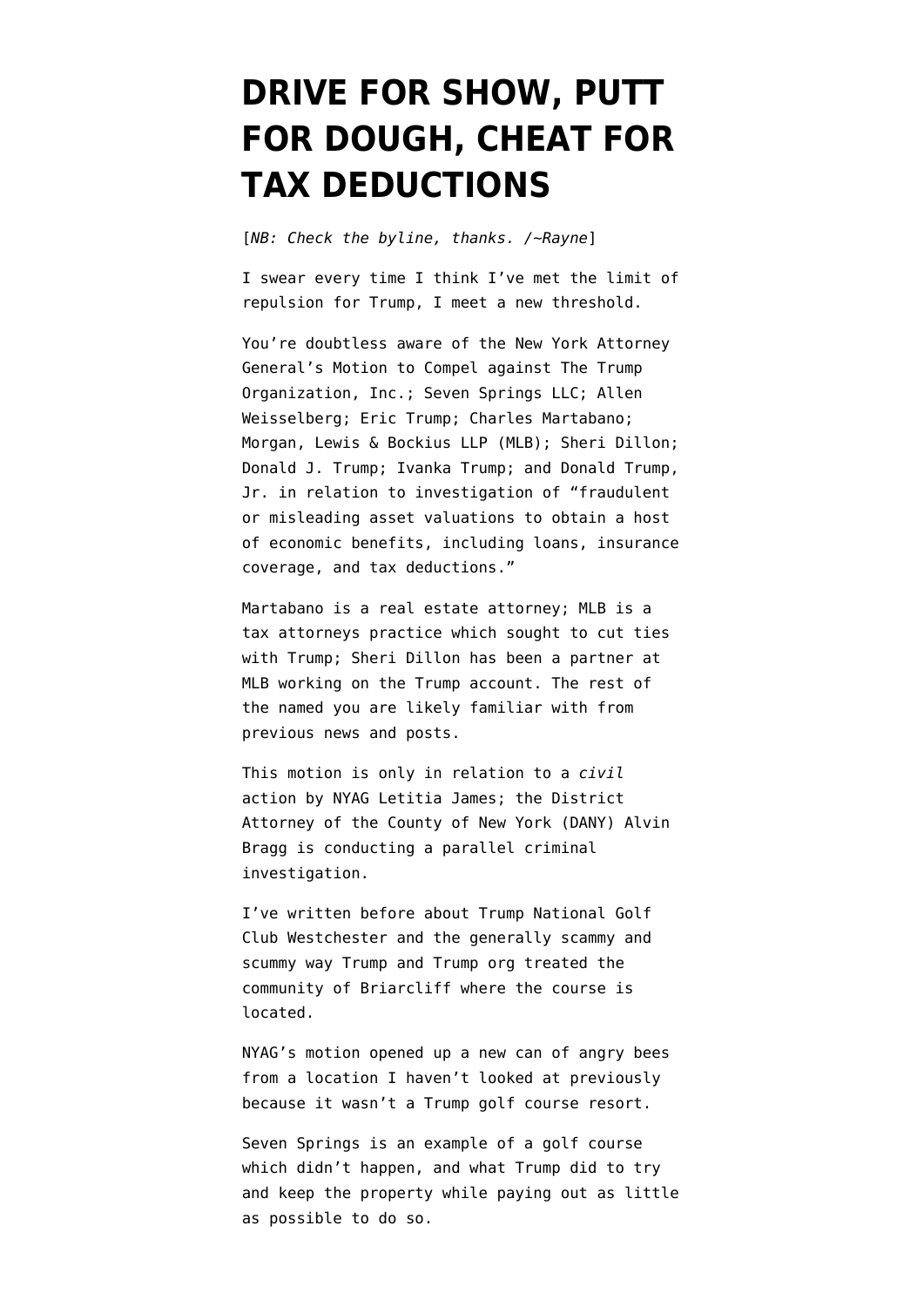# DRIVE FOR SHOW, PUTT FOR DOUGH, CHEAT FOR TAX DEDUCTIONS

[*NB: Check the byline, thanks. /~Rayne*]

I swear every time I think I've met the limit of repulsion for Trump, I meet a new threshold.

You're doubtless aware of the New York Attorney General's Motion to Compel against The Trump Organization, Inc.; Seven Springs LLC; Allen Weisselberg; Eric Trump; Charles Martabano; Morgan, Lewis & Bockius LLP (MLB); Sheri Dillon; Donald J. Trump; Ivanka Trump; and Donald Trump, Jr. in relation to investigation of "fraudulent or misleading asset valuations to obtain a host of economic benefits, including loans, insurance coverage, and tax deductions."

Martabano is a real estate attorney; MLB is a tax attorneys practice which sought to cut ties with Trump; Sheri Dillon has been a partner at MLB working on the Trump account. The rest of the named you are likely familiar with from previous news and posts.

This motion is only in relation to a *civil* action by NYAG Letitia James; the District Attorney of the County of New York (DANY) Alvin Bragg is conducting a parallel criminal investigation.

I've written before about Trump National Golf Club Westchester and the generally scammy and scummy way Trump and Trump org treated the community of Briarcliff where the course is located.

NYAG's motion opened up a new can of angry bees from a location I haven't looked at previously because it wasn't a Trump golf course resort.

Seven Springs is an example of a golf course which didn't happen, and what Trump did to try and keep the property while paying out as little as possible to do so.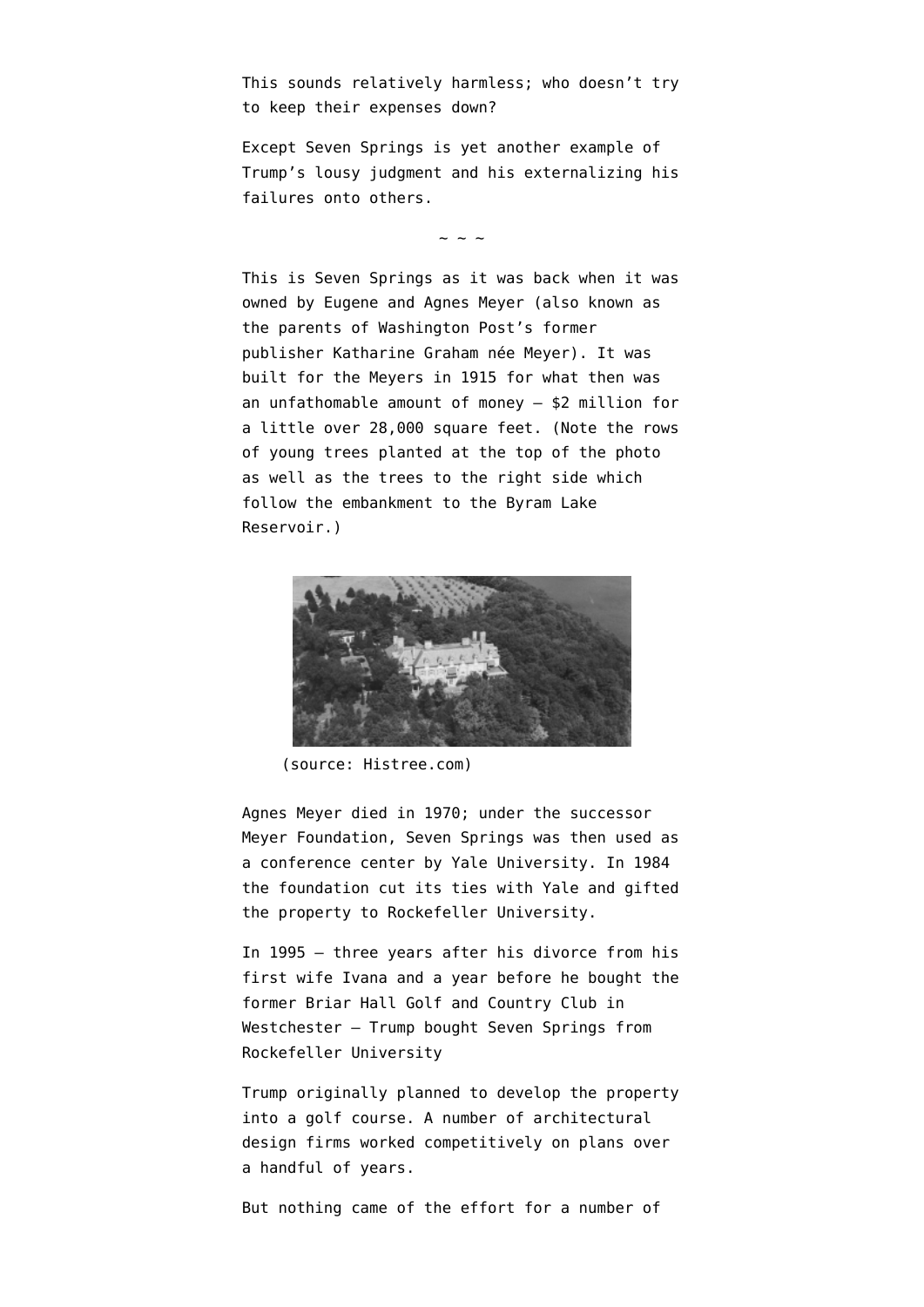This sounds relatively harmless; who doesn't try to keep their expenses down?

Except Seven Springs is yet another example of Trump's lousy judgment and his externalizing his failures onto others.

~ ~ ~

This is Seven Springs as it was back when it was owned by Eugene and Agnes Meyer (also known as the parents of Washington Post's former publisher Katharine Graham née Meyer). It was built for the Meyers in 1915 for what then was an unfathomable amount of money — $2 million for a little over 28,000 square feet. (Note the rows of young trees planted at the top of the photo as well as the trees to the right side which follow the embankment to the Byram Lake Reservoir.)

(source: Histree.com)

Agnes Meyer died in 1970; under the successor Meyer Foundation, Seven Springs was then used as a conference center by Yale University. In 1984 the foundation cut its ties with Yale and gifted the property to Rockefeller University.

In 1995 — three years after his divorce from his first wife Ivana and a year before he bought the former Briar Hall Golf and Country Club in Westchester — Trump bought Seven Springs from Rockefeller University

Trump originally planned to develop the property into a golf course. A number of architectural design firms worked competitively on plans over a handful of years.

But nothing came of the effort for a number of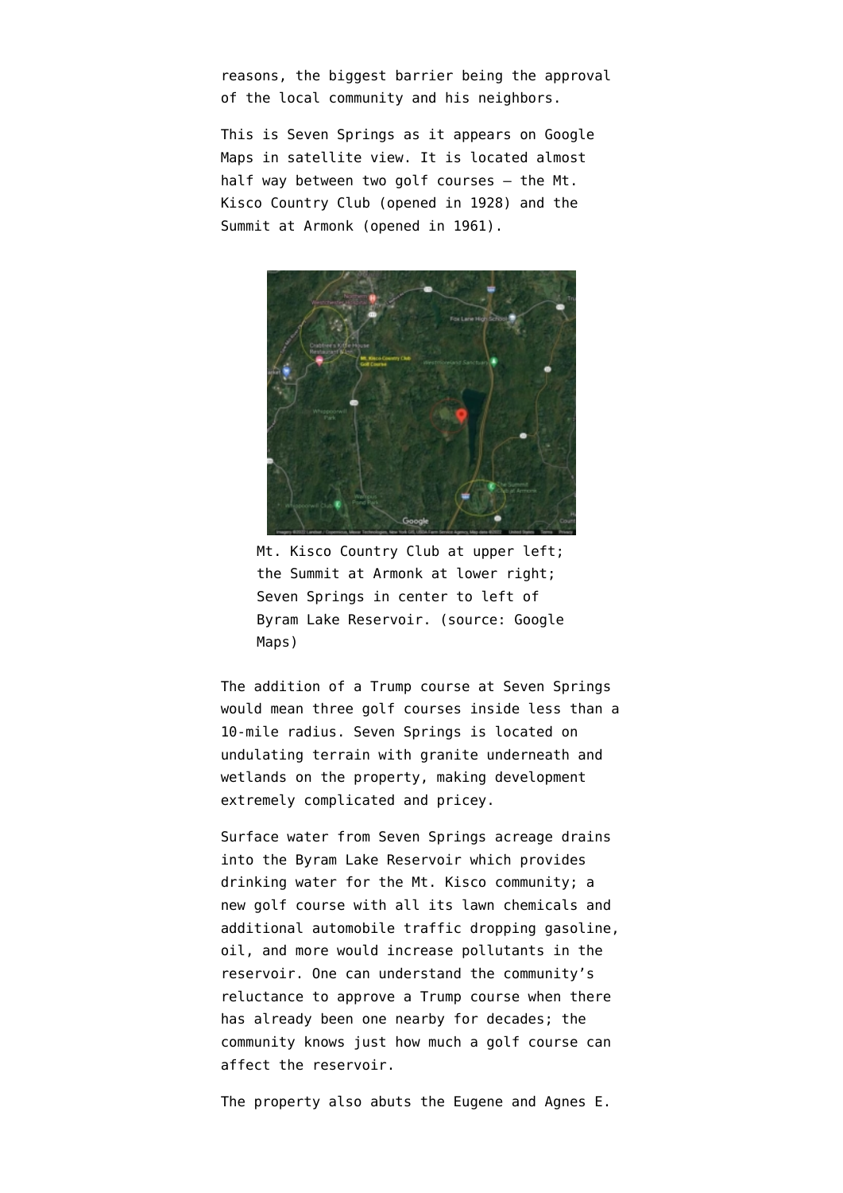reasons, the biggest barrier being the approval of the local community and his neighbors.

This is Seven Springs as it appears on Google Maps in satellite view. It is located almost half way between two golf courses – the Mt. Kisco Country Club (opened in 1928) and the Summit at Armonk (opened in 1961).

Mt. Kisco Country Club at upper left; the Summit at Armonk at lower right; Seven Springs in center to left of Byram Lake Reservoir. (source: Google Maps)

The addition of a Trump course at Seven Springs would mean three golf courses inside less than a 10-mile radius. Seven Springs is located on undulating terrain with granite underneath and wetlands on the property, making development extremely complicated and pricey.

Surface water from Seven Springs acreage drains into the Byram Lake Reservoir which provides drinking water for the Mt. Kisco community; a new golf course with all its lawn chemicals and additional automobile traffic dropping gasoline, oil, and more would increase pollutants in the reservoir. One can understand the community's reluctance to approve a Trump course when there has already been one nearby for decades; the community knows just how much a golf course can affect the reservoir.

The property also abuts the Eugene and Agnes E.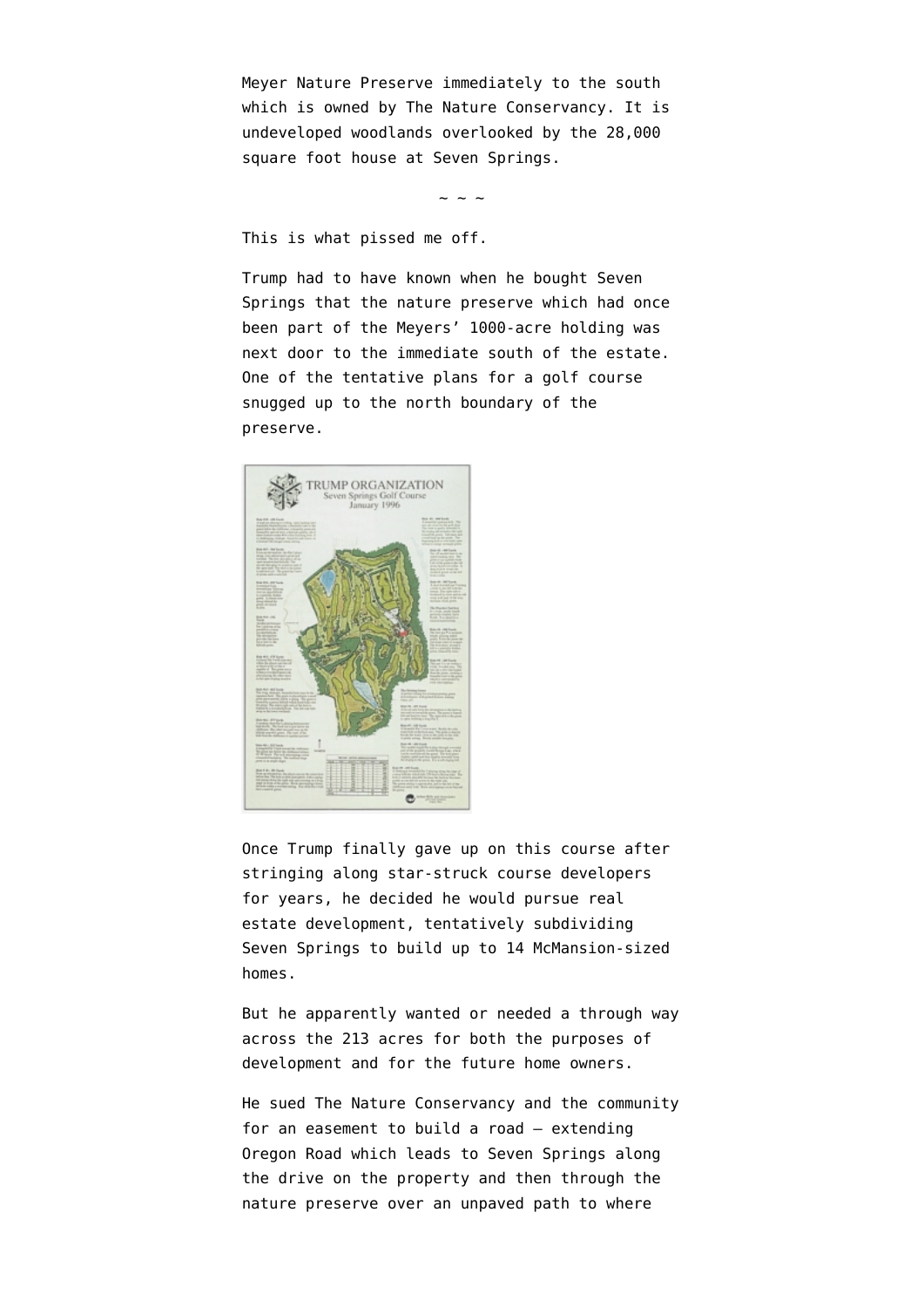Meyer Nature Preserve immediately to the south which is owned by The Nature Conservancy. It is undeveloped woodlands overlooked by the 28,000 square foot house at Seven Springs.

~ ~ ~

This is what pissed me off.

Trump had to have known when he bought Seven Springs that the nature preserve which had once been part of the Meyers' 1000-acre holding was next door to the immediate south of the estate. One of the tentative plans for a golf course snugged up to the north boundary of the preserve.

Once Trump finally gave up on this course after stringing along star-struck course developers for years, he decided he would pursue real estate development, tentatively subdividing Seven Springs to build up to 14 McMansion-sized homes.

But he apparently wanted or needed a through way across the 213 acres for both the purposes of development and for the future home owners.

He sued The Nature Conservancy and the community for an easement to build a road – extending Oregon Road which leads to Seven Springs along the drive on the property and then through the nature preserve over an unpaved path to where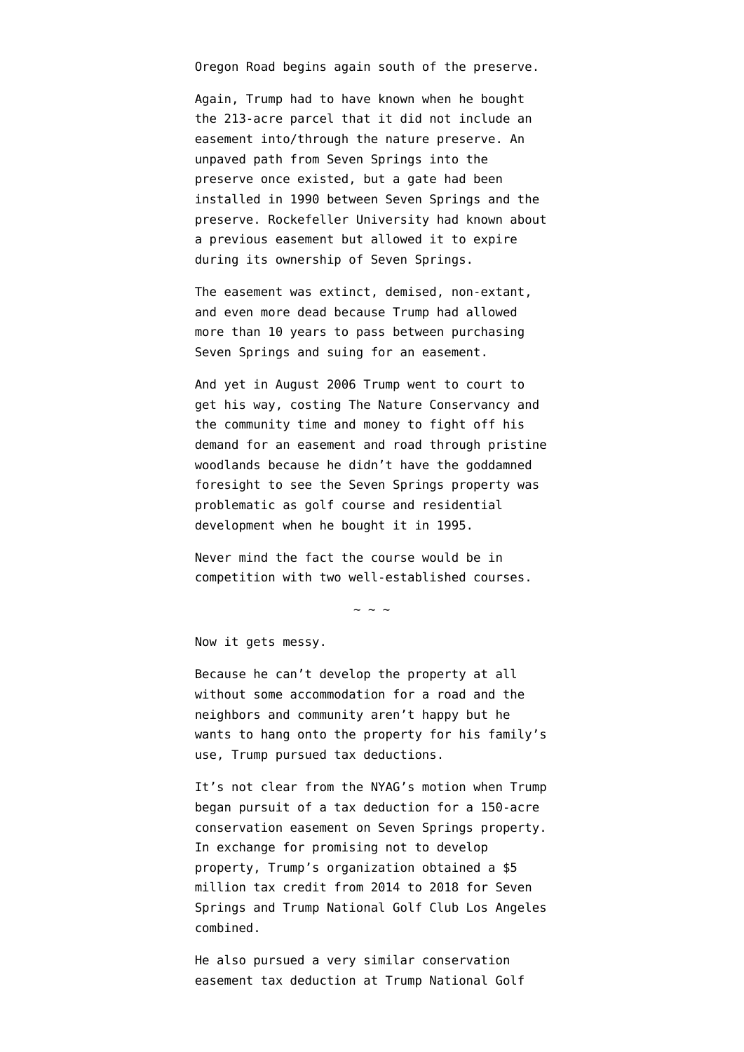Oregon Road begins again south of the preserve.

Again, Trump had to have known when he bought the 213-acre parcel that it did not include an easement into/through the nature preserve. An unpaved path from Seven Springs into the preserve once existed, but a gate had been installed in 1990 between Seven Springs and the preserve. Rockefeller University had known about a previous easement but allowed it to expire during its ownership of Seven Springs.

The easement was extinct, demised, non-extant, and even more dead because Trump had allowed more than 10 years to pass between purchasing Seven Springs and suing for an easement.

And yet in August 2006 Trump went to court to get his way, costing The Nature Conservancy and the community time and money to fight off his demand for an easement and road through pristine woodlands because he didn't have the goddamned foresight to see the Seven Springs property was problematic as golf course and residential development when he bought it in 1995.

Never mind the fact the course would be in competition with two well-established courses.

~ ~ ~

Now it gets messy.

Because he can't develop the property at all without some accommodation for a road and the neighbors and community aren't happy but he wants to hang onto the property for his family's use, Trump pursued tax deductions.

It's not clear from the NYAG's motion when Trump began pursuit of a tax deduction for a 150-acre conservation easement on Seven Springs property. In exchange for promising not to develop property, Trump's organization obtained a $5 million tax credit from 2014 to 2018 for Seven Springs and Trump National Golf Club Los Angeles combined.

He also pursued a very similar conservation easement tax deduction at Trump National Golf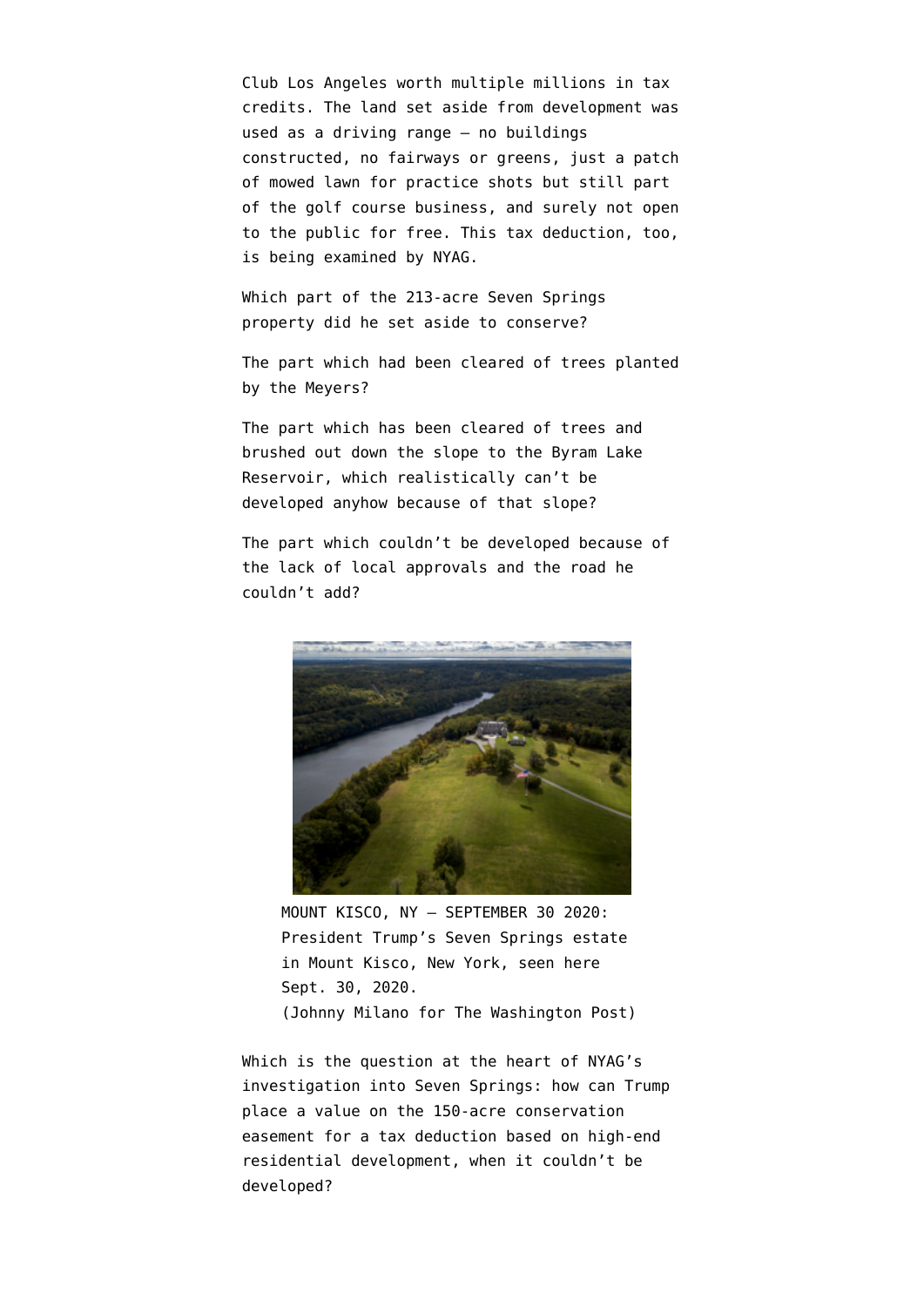Club Los Angeles worth multiple millions in tax credits. The land set aside from development was used as a driving range — no buildings constructed, no fairways or greens, just a patch of mowed lawn for practice shots but still part of the golf course business, and surely not open to the public for free. This tax deduction, too, is being examined by NYAG.

Which part of the 213-acre Seven Springs property did he set aside to conserve?

The part which had been cleared of trees planted by the Meyers?

The part which has been cleared of trees and brushed out down the slope to the Byram Lake Reservoir, which realistically can't be developed anyhow because of that slope?

The part which couldn't be developed because of the lack of local approvals and the road he couldn't add?

MOUNT KISCO, NY – SEPTEMBER 30 2020: President Trump's Seven Springs estate in Mount Kisco, New York, seen here Sept. 30, 2020. (Johnny Milano for The Washington Post)

Which is the question at the heart of NYAG's investigation into Seven Springs: how can Trump place a value on the 150-acre conservation easement for a tax deduction based on high-end residential development, when it couldn't be developed?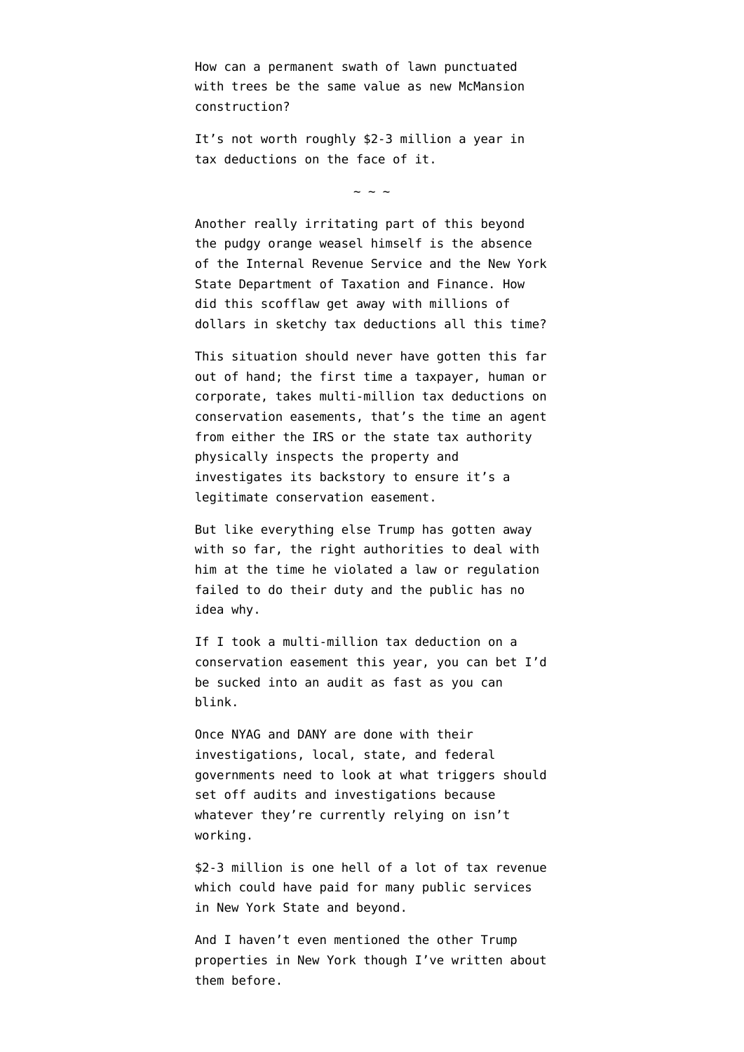How can a permanent swath of lawn punctuated with trees be the same value as new McMansion construction?

It's not worth roughly $2-3 million a year in tax deductions on the face of it.

~ ~ ~

Another really irritating part of this beyond the pudgy orange weasel himself is the absence of the Internal Revenue Service and the New York State Department of Taxation and Finance. How did this scofflaw get away with millions of dollars in sketchy tax deductions all this time?

This situation should never have gotten this far out of hand; the first time a taxpayer, human or corporate, takes multi-million tax deductions on conservation easements, that's the time an agent from either the IRS or the state tax authority physically inspects the property and investigates its backstory to ensure it's a legitimate conservation easement.

But like everything else Trump has gotten away with so far, the right authorities to deal with him at the time he violated a law or regulation failed to do their duty and the public has no idea why.

If I took a multi-million tax deduction on a conservation easement this year, you can bet I'd be sucked into an audit as fast as you can blink.

Once NYAG and DANY are done with their investigations, local, state, and federal governments need to look at what triggers should set off audits and investigations because whatever they're currently relying on isn't working.

$2-3 million is one hell of a lot of tax revenue which could have paid for many public services in New York State and beyond.

And I haven't even mentioned the other Trump properties in New York though I've written about them before.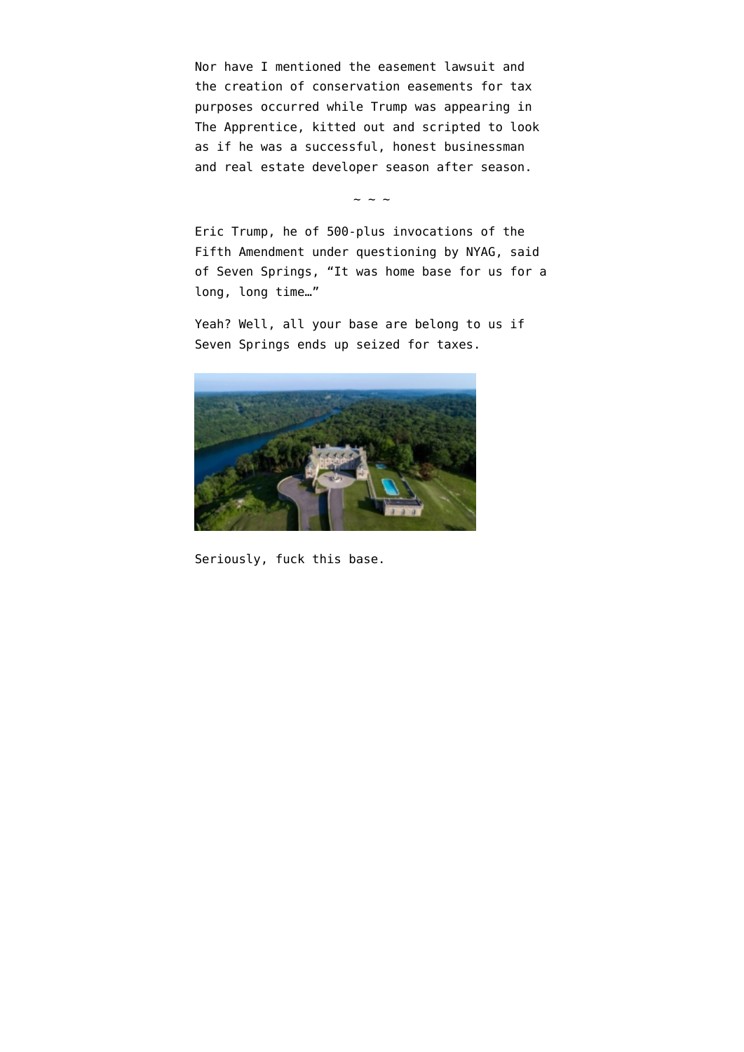Nor have I mentioned the easement lawsuit and the creation of conservation easements for tax purposes occurred while Trump was appearing in The Apprentice, kitted out and scripted to look as if he was a successful, honest businessman and real estate developer season after season.

~ ~ ~

Eric Trump, he of 500-plus invocations of the Fifth Amendment under questioning by NYAG, said of Seven Springs, "It was home base for us for a long, long time…"

Yeah? Well, all your base are belong to us if Seven Springs ends up seized for taxes.

Seriously, fuck this base.